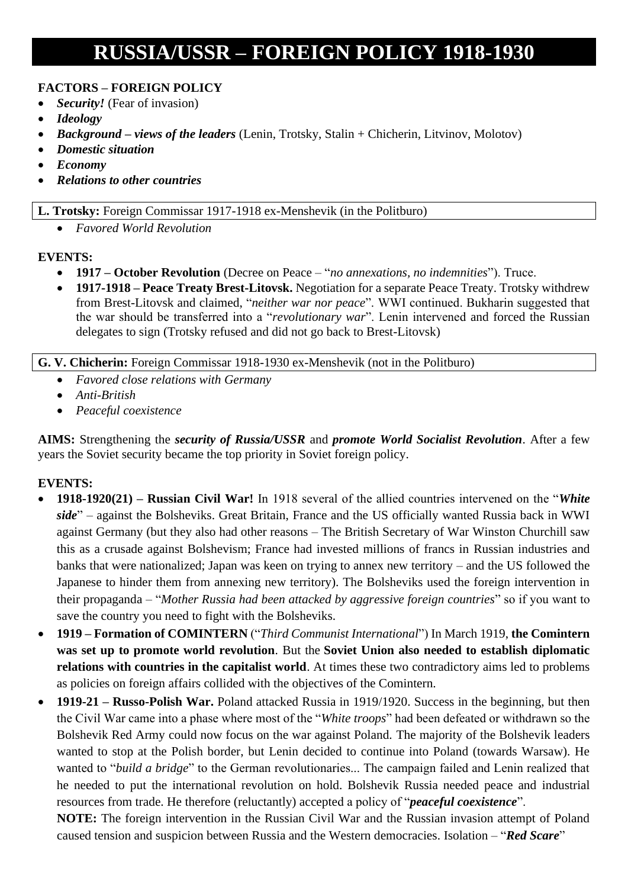# RUSSIA/USSR – FOREIGN POLICY 1918-1930

**FACTORS – FOREIGN POLICY**

- ***Security!*** (Fear of invasion)
- ***Ideology***
- ***Background – views of the leaders*** (Lenin, Trotsky, Stalin + Chicherin, Litvinov, Molotov)
- ***Domestic situation***
- ***Economy***
- ***Relations to other countries***

**L. Trotsky:** Foreign Commissar 1917-1918 ex-Menshevik (in the Politburo)

- *Favored World Revolution*

**EVENTS:**

- **1917 – October Revolution** (Decree on Peace – "*no annexations, no indemnities*"). Truce.
- **1917-1918 – Peace Treaty Brest-Litovsk.** Negotiation for a separate Peace Treaty. Trotsky withdrew from Brest-Litovsk and claimed, "*neither war nor peace*". WWI continued. Bukharin suggested that the war should be transferred into a "*revolutionary war*". Lenin intervened and forced the Russian delegates to sign (Trotsky refused and did not go back to Brest-Litovsk)

**G. V. Chicherin:** Foreign Commissar 1918-1930 ex-Menshevik (not in the Politburo)

- *Favored close relations with Germany*
- *Anti-British*
- *Peaceful coexistence*

**AIMS:** Strengthening the ***security of Russia/USSR*** and ***promote World Socialist Revolution***. After a few years the Soviet security became the top priority in Soviet foreign policy.

**EVENTS:**

- **1918-1920(21) – Russian Civil War!** In 1918 several of the allied countries intervened on the "***White side***" – against the Bolsheviks. Great Britain, France and the US officially wanted Russia back in WWI against Germany (but they also had other reasons – The British Secretary of War Winston Churchill saw this as a crusade against Bolshevism; France had invested millions of francs in Russian industries and banks that were nationalized; Japan was keen on trying to annex new territory – and the US followed the Japanese to hinder them from annexing new territory). The Bolsheviks used the foreign intervention in their propaganda – "*Mother Russia had been attacked by aggressive foreign countries*" so if you want to save the country you need to fight with the Bolsheviks.
- **1919 – Formation of COMINTERN** ("*Third Communist International*") In March 1919, **the Comintern was set up to promote world revolution**. But the **Soviet Union also needed to establish diplomatic relations with countries in the capitalist world**. At times these two contradictory aims led to problems as policies on foreign affairs collided with the objectives of the Comintern.
- **1919-21 – Russo-Polish War.** Poland attacked Russia in 1919/1920. Success in the beginning, but then the Civil War came into a phase where most of the "*White troops*" had been defeated or withdrawn so the Bolshevik Red Army could now focus on the war against Poland. The majority of the Bolshevik leaders wanted to stop at the Polish border, but Lenin decided to continue into Poland (towards Warsaw). He wanted to "*build a bridge*" to the German revolutionaries... The campaign failed and Lenin realized that he needed to put the international revolution on hold. Bolshevik Russia needed peace and industrial resources from trade. He therefore (reluctantly) accepted a policy of "***peaceful coexistence***".

  **NOTE:** The foreign intervention in the Russian Civil War and the Russian invasion attempt of Poland caused tension and suspicion between Russia and the Western democracies. Isolation – "***Red Scare***"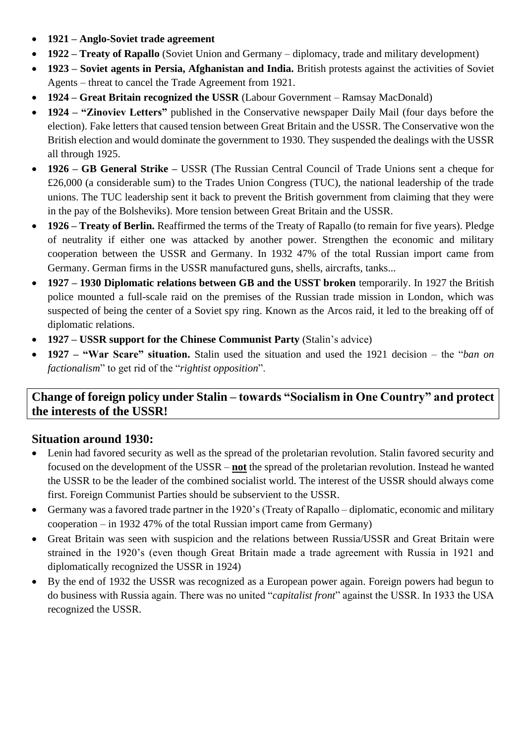- **1921 – Anglo-Soviet trade agreement**
- **1922 – Treaty of Rapallo** (Soviet Union and Germany – diplomacy, trade and military development)
- **1923 – Soviet agents in Persia, Afghanistan and India.** British protests against the activities of Soviet Agents – threat to cancel the Trade Agreement from 1921.
- **1924 – Great Britain recognized the USSR** (Labour Government – Ramsay MacDonald)
- **1924 – "Zinoviev Letters"** published in the Conservative newspaper Daily Mail (four days before the election). Fake letters that caused tension between Great Britain and the USSR. The Conservative won the British election and would dominate the government to 1930. They suspended the dealings with the USSR all through 1925.
- **1926 – GB General Strike –** USSR (The Russian Central Council of Trade Unions sent a cheque for £26,000 (a considerable sum) to the Trades Union Congress (TUC), the national leadership of the trade unions. The TUC leadership sent it back to prevent the British government from claiming that they were in the pay of the Bolsheviks). More tension between Great Britain and the USSR.
- **1926 – Treaty of Berlin.** Reaffirmed the terms of the Treaty of Rapallo (to remain for five years). Pledge of neutrality if either one was attacked by another power. Strengthen the economic and military cooperation between the USSR and Germany. In 1932 47% of the total Russian import came from Germany. German firms in the USSR manufactured guns, shells, aircrafts, tanks...
- **1927 – 1930 Diplomatic relations between GB and the USST broken** temporarily. In 1927 the British police mounted a full-scale raid on the premises of the Russian trade mission in London, which was suspected of being the center of a Soviet spy ring. Known as the Arcos raid, it led to the breaking off of diplomatic relations.
- **1927 – USSR support for the Chinese Communist Party** (Stalin's advice)
- **1927 – "War Scare" situation.** Stalin used the situation and used the 1921 decision – the "*ban on factionalism*" to get rid of the "*rightist opposition*".

## Change of foreign policy under Stalin – towards "Socialism in One Country" and protect the interests of the USSR!

### Situation around 1930:

- Lenin had favored security as well as the spread of the proletarian revolution. Stalin favored security and focused on the development of the USSR – **not** the spread of the proletarian revolution. Instead he wanted the USSR to be the leader of the combined socialist world. The interest of the USSR should always come first. Foreign Communist Parties should be subservient to the USSR.
- Germany was a favored trade partner in the 1920's (Treaty of Rapallo – diplomatic, economic and military cooperation – in 1932 47% of the total Russian import came from Germany)
- Great Britain was seen with suspicion and the relations between Russia/USSR and Great Britain were strained in the 1920's (even though Great Britain made a trade agreement with Russia in 1921 and diplomatically recognized the USSR in 1924)
- By the end of 1932 the USSR was recognized as a European power again. Foreign powers had begun to do business with Russia again. There was no united "*capitalist front*" against the USSR. In 1933 the USA recognized the USSR.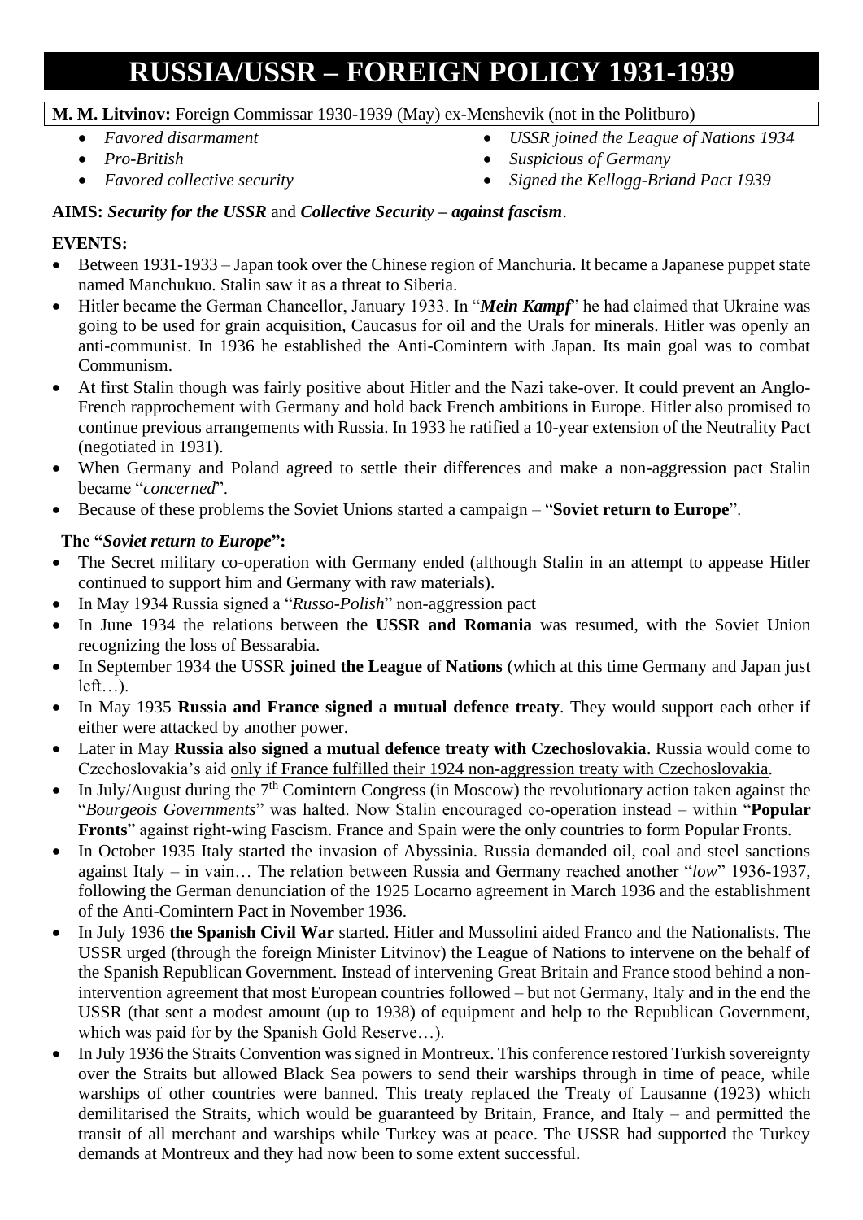# RUSSIA/USSR – FOREIGN POLICY 1931-1939

**M. M. Litvinov:** Foreign Commissar 1930-1939 (May) ex-Menshevik (not in the Politburo)

- *Favored disarmament*
- *Pro-British*
- *Favored collective security*
- *USSR joined the League of Nations 1934*
- *Suspicious of Germany*
- *Signed the Kellogg-Briand Pact 1939*

**AIMS:** ***Security for the USSR*** and ***Collective Security – against fascism***.

**EVENTS:**

- Between 1931-1933 – Japan took over the Chinese region of Manchuria. It became a Japanese puppet state named Manchukuo. Stalin saw it as a threat to Siberia.
- Hitler became the German Chancellor, January 1933. In "***Mein Kampf***" he had claimed that Ukraine was going to be used for grain acquisition, Caucasus for oil and the Urals for minerals. Hitler was openly an anti-communist. In 1936 he established the Anti-Comintern with Japan. Its main goal was to combat Communism.
- At first Stalin though was fairly positive about Hitler and the Nazi take-over. It could prevent an Anglo-French rapprochement with Germany and hold back French ambitions in Europe. Hitler also promised to continue previous arrangements with Russia. In 1933 he ratified a 10-year extension of the Neutrality Pact (negotiated in 1931).
- When Germany and Poland agreed to settle their differences and make a non-aggression pact Stalin became "*concerned*".
- Because of these problems the Soviet Unions started a campaign – "**Soviet return to Europe**".

**The "*Soviet return to Europe*":**

- The Secret military co-operation with Germany ended (although Stalin in an attempt to appease Hitler continued to support him and Germany with raw materials).
- In May 1934 Russia signed a "*Russo-Polish*" non-aggression pact
- In June 1934 the relations between the **USSR and Romania** was resumed, with the Soviet Union recognizing the loss of Bessarabia.
- In September 1934 the USSR **joined the League of Nations** (which at this time Germany and Japan just left…).
- In May 1935 **Russia and France signed a mutual defence treaty**. They would support each other if either were attacked by another power.
- Later in May **Russia also signed a mutual defence treaty with Czechoslovakia**. Russia would come to Czechoslovakia's aid <u>only if France fulfilled their 1924 non-aggression treaty with Czechoslovakia</u>.
- In July/August during the 7th Comintern Congress (in Moscow) the revolutionary action taken against the "*Bourgeois Governments*" was halted. Now Stalin encouraged co-operation instead – within "**Popular Fronts**" against right-wing Fascism. France and Spain were the only countries to form Popular Fronts.
- In October 1935 Italy started the invasion of Abyssinia. Russia demanded oil, coal and steel sanctions against Italy – in vain… The relation between Russia and Germany reached another "*low*" 1936-1937, following the German denunciation of the 1925 Locarno agreement in March 1936 and the establishment of the Anti-Comintern Pact in November 1936.
- In July 1936 **the Spanish Civil War** started. Hitler and Mussolini aided Franco and the Nationalists. The USSR urged (through the foreign Minister Litvinov) the League of Nations to intervene on the behalf of the Spanish Republican Government. Instead of intervening Great Britain and France stood behind a non-intervention agreement that most European countries followed – but not Germany, Italy and in the end the USSR (that sent a modest amount (up to 1938) of equipment and help to the Republican Government, which was paid for by the Spanish Gold Reserve…).
- In July 1936 the Straits Convention was signed in Montreux. This conference restored Turkish sovereignty over the Straits but allowed Black Sea powers to send their warships through in time of peace, while warships of other countries were banned. This treaty replaced the Treaty of Lausanne (1923) which demilitarised the Straits, which would be guaranteed by Britain, France, and Italy – and permitted the transit of all merchant and warships while Turkey was at peace. The USSR had supported the Turkey demands at Montreux and they had now been to some extent successful.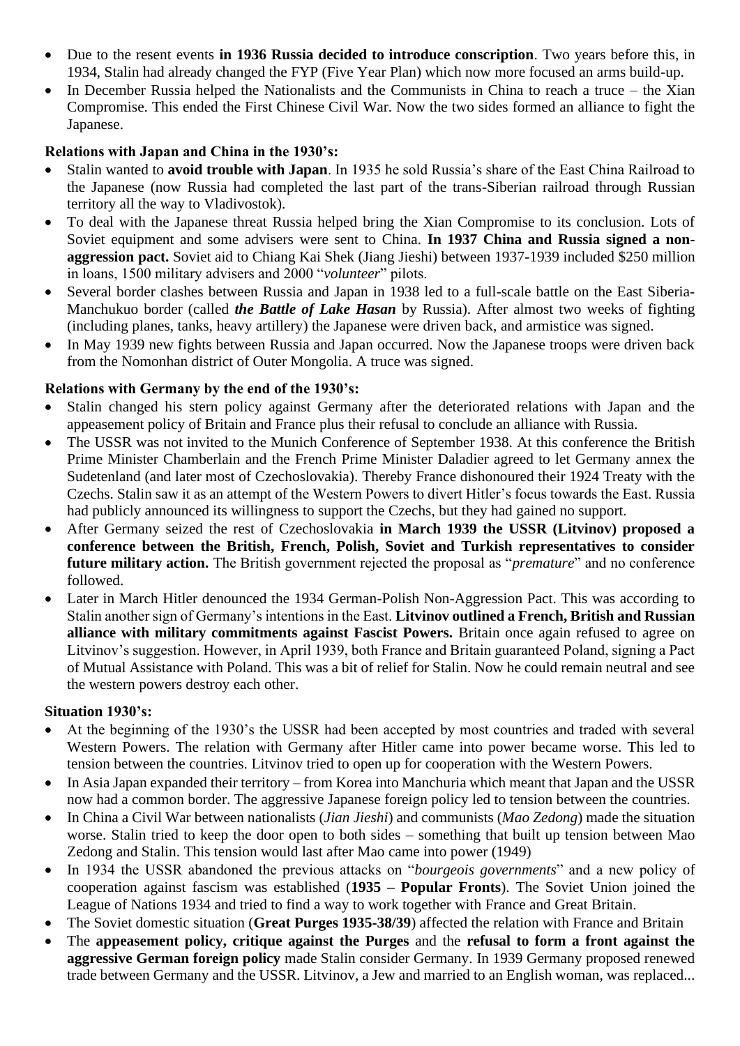- Due to the resent events **in 1936 Russia decided to introduce conscription**. Two years before this, in 1934, Stalin had already changed the FYP (Five Year Plan) which now more focused an arms build-up.
- In December Russia helped the Nationalists and the Communists in China to reach a truce – the Xian Compromise. This ended the First Chinese Civil War. Now the two sides formed an alliance to fight the Japanese.

**Relations with Japan and China in the 1930's:**

- Stalin wanted to **avoid trouble with Japan**. In 1935 he sold Russia's share of the East China Railroad to the Japanese (now Russia had completed the last part of the trans-Siberian railroad through Russian territory all the way to Vladivostok).
- To deal with the Japanese threat Russia helped bring the Xian Compromise to its conclusion. Lots of Soviet equipment and some advisers were sent to China. **In 1937 China and Russia signed a non-aggression pact.** Soviet aid to Chiang Kai Shek (Jiang Jieshi) between 1937-1939 included $250 million in loans, 1500 military advisers and 2000 "*volunteer*" pilots.
- Several border clashes between Russia and Japan in 1938 led to a full-scale battle on the East Siberia-Manchukuo border (called ***the Battle of Lake Hasan*** by Russia). After almost two weeks of fighting (including planes, tanks, heavy artillery) the Japanese were driven back, and armistice was signed.
- In May 1939 new fights between Russia and Japan occurred. Now the Japanese troops were driven back from the Nomonhan district of Outer Mongolia. A truce was signed.

**Relations with Germany by the end of the 1930's:**

- Stalin changed his stern policy against Germany after the deteriorated relations with Japan and the appeasement policy of Britain and France plus their refusal to conclude an alliance with Russia.
- The USSR was not invited to the Munich Conference of September 1938. At this conference the British Prime Minister Chamberlain and the French Prime Minister Daladier agreed to let Germany annex the Sudetenland (and later most of Czechoslovakia). Thereby France dishonoured their 1924 Treaty with the Czechs. Stalin saw it as an attempt of the Western Powers to divert Hitler's focus towards the East. Russia had publicly announced its willingness to support the Czechs, but they had gained no support.
- After Germany seized the rest of Czechoslovakia **in March 1939 the USSR (Litvinov) proposed a conference between the British, French, Polish, Soviet and Turkish representatives to consider future military action.** The British government rejected the proposal as "*premature*" and no conference followed.
- Later in March Hitler denounced the 1934 German-Polish Non-Aggression Pact. This was according to Stalin another sign of Germany's intentions in the East. **Litvinov outlined a French, British and Russian alliance with military commitments against Fascist Powers.** Britain once again refused to agree on Litvinov's suggestion. However, in April 1939, both France and Britain guaranteed Poland, signing a Pact of Mutual Assistance with Poland. This was a bit of relief for Stalin. Now he could remain neutral and see the western powers destroy each other.

**Situation 1930's:**

- At the beginning of the 1930's the USSR had been accepted by most countries and traded with several Western Powers. The relation with Germany after Hitler came into power became worse. This led to tension between the countries. Litvinov tried to open up for cooperation with the Western Powers.
- In Asia Japan expanded their territory – from Korea into Manchuria which meant that Japan and the USSR now had a common border. The aggressive Japanese foreign policy led to tension between the countries.
- In China a Civil War between nationalists (*Jian Jieshi*) and communists (*Mao Zedong*) made the situation worse. Stalin tried to keep the door open to both sides – something that built up tension between Mao Zedong and Stalin. This tension would last after Mao came into power (1949)
- In 1934 the USSR abandoned the previous attacks on "*bourgeois governments*" and a new policy of cooperation against fascism was established (**1935 – Popular Fronts**). The Soviet Union joined the League of Nations 1934 and tried to find a way to work together with France and Great Britain.
- The Soviet domestic situation (**Great Purges 1935-38/39**) affected the relation with France and Britain
- The **appeasement policy, critique against the Purges** and the **refusal to form a front against the aggressive German foreign policy** made Stalin consider Germany. In 1939 Germany proposed renewed trade between Germany and the USSR. Litvinov, a Jew and married to an English woman, was replaced...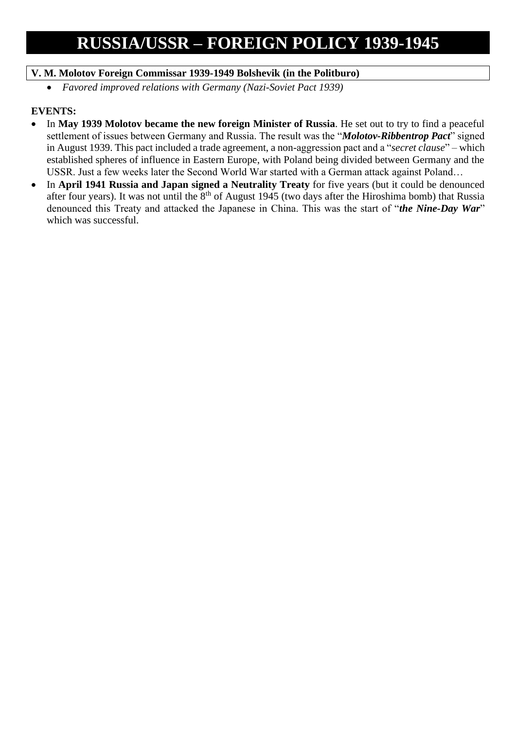# RUSSIA/USSR – FOREIGN POLICY 1939-1945

**V. M. Molotov Foreign Commissar 1939-1949 Bolshevik (in the Politburo)**

- *Favored improved relations with Germany (Nazi-Soviet Pact 1939)*

**EVENTS:**

- In **May 1939 Molotov became the new foreign Minister of Russia**. He set out to try to find a peaceful settlement of issues between Germany and Russia. The result was the "***Molotov-Ribbentrop Pact***" signed in August 1939. This pact included a trade agreement, a non-aggression pact and a "*secret clause*" – which established spheres of influence in Eastern Europe, with Poland being divided between Germany and the USSR. Just a few weeks later the Second World War started with a German attack against Poland…
- In **April 1941 Russia and Japan signed a Neutrality Treaty** for five years (but it could be denounced after four years). It was not until the 8th of August 1945 (two days after the Hiroshima bomb) that Russia denounced this Treaty and attacked the Japanese in China. This was the start of "***the Nine-Day War***" which was successful.